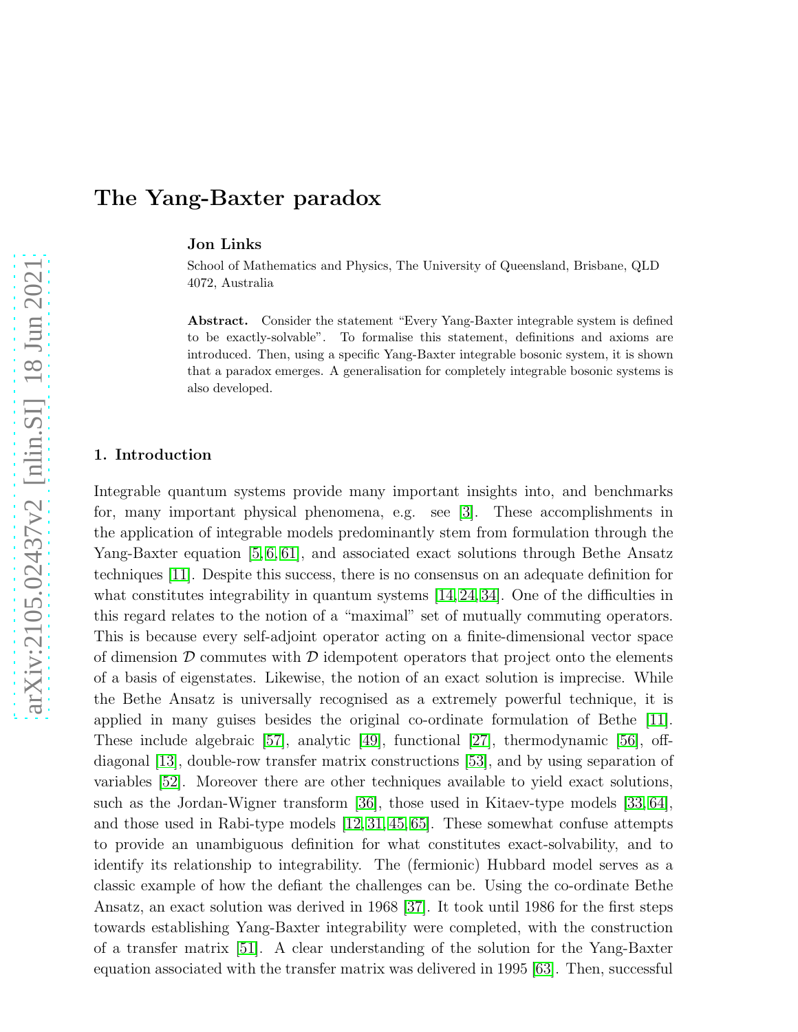# The Yang-Baxter paradox

**Jon Links**

School of Mathematics and Physics, The University of Queensland, Brisbane, QLD 4072, Australia

**Abstract.** Consider the statement "Every Yang-Baxter integrable system is defined to be exactly-solvable". To formalise this statement, definitions and axioms are introduced. Then, using a specific Yang-Baxter integrable bosonic system, it is shown that a paradox emerges. A generalisation for completely integrable bosonic systems is also developed.

## 1. Introduction

Integrable quantum systems provide many important insights into, and benchmarks for, many important physical phenomena, e.g. see [3]. These accomplishments in the application of integrable models predominantly stem from formulation through the Yang-Baxter equation [5, 6, 61], and associated exact solutions through Bethe Ansatz techniques [11]. Despite this success, there is no consensus on an adequate definition for what constitutes integrability in quantum systems [14, 24, 34]. One of the difficulties in this regard relates to the notion of a "maximal" set of mutually commuting operators. This is because every self-adjoint operator acting on a finite-dimensional vector space of dimension $\mathcal{D}$ commutes with $\mathcal{D}$ idempotent operators that project onto the elements of a basis of eigenstates. Likewise, the notion of an exact solution is imprecise. While the Bethe Ansatz is universally recognised as a extremely powerful technique, it is applied in many guises besides the original co-ordinate formulation of Bethe [11]. These include algebraic [57], analytic [49], functional [27], thermodynamic [56], off-diagonal [13], double-row transfer matrix constructions [53], and by using separation of variables [52]. Moreover there are other techniques available to yield exact solutions, such as the Jordan-Wigner transform [36], those used in Kitaev-type models [33, 64], and those used in Rabi-type models [12, 31, 45, 65]. These somewhat confuse attempts to provide an unambiguous definition for what constitutes exact-solvability, and to identify its relationship to integrability. The (fermionic) Hubbard model serves as a classic example of how the defiant the challenges can be. Using the co-ordinate Bethe Ansatz, an exact solution was derived in 1968 [37]. It took until 1986 for the first steps towards establishing Yang-Baxter integrability were completed, with the construction of a transfer matrix [51]. A clear understanding of the solution for the Yang-Baxter equation associated with the transfer matrix was delivered in 1995 [63]. Then, successful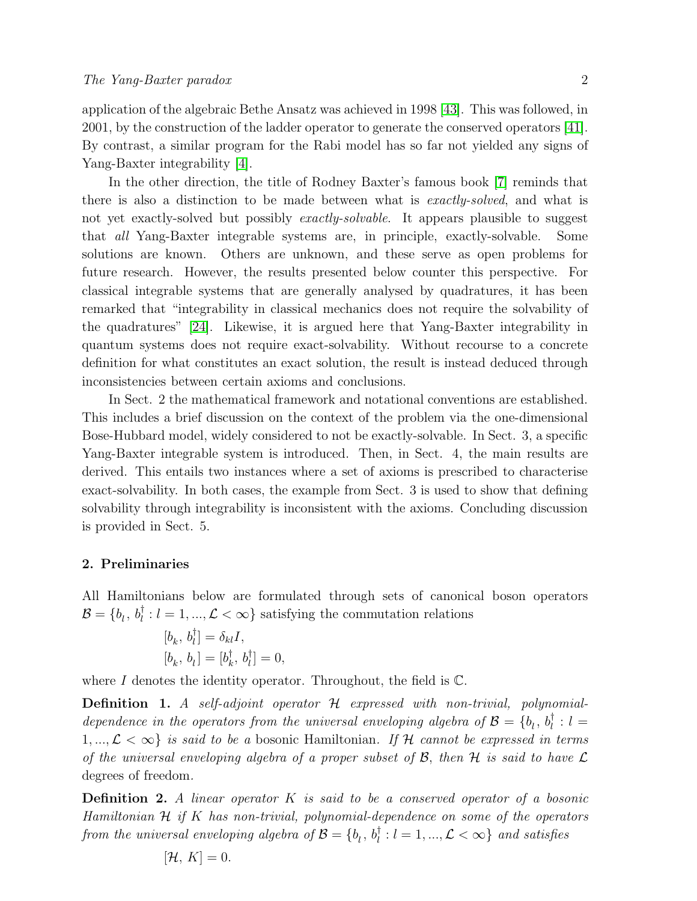application of the algebraic Bethe Ansatz was achieved in 1998 [43]. This was followed, in 2001, by the construction of the ladder operator to generate the conserved operators [41]. By contrast, a similar program for the Rabi model has so far not yielded any signs of Yang-Baxter integrability [4].

In the other direction, the title of Rodney Baxter's famous book [7] reminds that there is also a distinction to be made between what is *exactly-solved*, and what is not yet exactly-solved but possibly *exactly-solvable*. It appears plausible to suggest that *all* Yang-Baxter integrable systems are, in principle, exactly-solvable. Some solutions are known. Others are unknown, and these serve as open problems for future research. However, the results presented below counter this perspective. For classical integrable systems that are generally analysed by quadratures, it has been remarked that "integrability in classical mechanics does not require the solvability of the quadratures" [24]. Likewise, it is argued here that Yang-Baxter integrability in quantum systems does not require exact-solvability. Without recourse to a concrete definition for what constitutes an exact solution, the result is instead deduced through inconsistencies between certain axioms and conclusions.

In Sect. 2 the mathematical framework and notational conventions are established. This includes a brief discussion on the context of the problem via the one-dimensional Bose-Hubbard model, widely considered to not be exactly-solvable. In Sect. 3, a specific Yang-Baxter integrable system is introduced. Then, in Sect. 4, the main results are derived. This entails two instances where a set of axioms is prescribed to characterise exact-solvability. In both cases, the example from Sect. 3 is used to show that defining solvability through integrability is inconsistent with the axioms. Concluding discussion is provided in Sect. 5.

## 2. Preliminaries

All Hamiltonians below are formulated through sets of canonical boson operators $\mathcal{B} = \{b_l, b_l^\dagger : l = 1, ..., \mathcal{L} < \infty\}$ satisfying the commutation relations

$$[b_k, b_l^\dagger] = \delta_{kl} I,$$
$$[b_k, b_l] = [b_k^\dagger, b_l^\dagger] = 0,$$

where $I$ denotes the identity operator. Throughout, the field is $\mathbb{C}$.

**Definition 1.** *A self-adjoint operator $\mathcal{H}$ expressed with non-trivial, polynomial-dependence in the operators from the universal enveloping algebra of $\mathcal{B} = \{b_l, b_l^\dagger : l = 1, ..., \mathcal{L} < \infty\}$ is said to be a* bosonic Hamiltonian. *If $\mathcal{H}$ cannot be expressed in terms of the universal enveloping algebra of a proper subset of $\mathcal{B}$, then $\mathcal{H}$ is said to have $\mathcal{L}$* degrees of freedom.

**Definition 2.** *A linear operator $K$ is said to be a conserved operator of a bosonic Hamiltonian $\mathcal{H}$ if $K$ has non-trivial, polynomial-dependence on some of the operators from the universal enveloping algebra of $\mathcal{B} = \{b_l, b_l^\dagger : l = 1, ..., \mathcal{L} < \infty\}$ and satisfies*

$$[\mathcal{H}, K] = 0.$$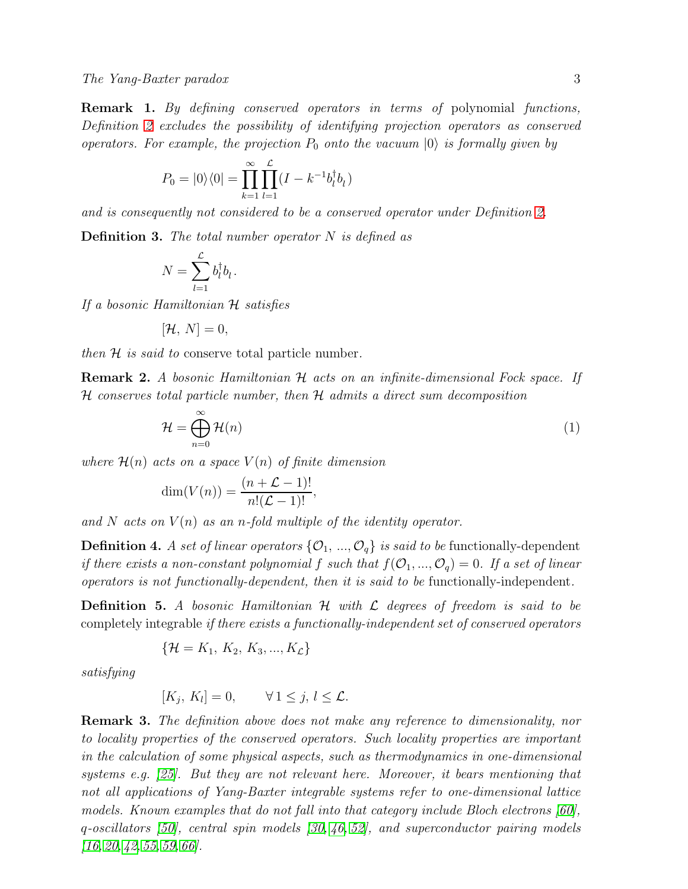**Remark 1.** *By defining conserved operators in terms of* polynomial *functions, Definition 2 excludes the possibility of identifying projection operators as conserved operators. For example, the projection $P_0$ onto the vacuum $|0\rangle$ is formally given by*

$$P_0 = |0\rangle\langle 0| = \prod_{k=1}^{\infty}\prod_{l=1}^{\mathcal{L}}(I - k^{-1}b_l^\dagger b_l)$$

*and is consequently not considered to be a conserved operator under Definition 2.*

**Definition 3.** *The total number operator $N$ is defined as*

$$N = \sum_{l=1}^{\mathcal{L}} b_l^\dagger b_l.$$

*If a bosonic Hamiltonian $\mathcal{H}$ satisfies*

$$[\mathcal{H},\, N] = 0,$$

*then $\mathcal{H}$ is said to* conserve total particle number.

**Remark 2.** *A bosonic Hamiltonian $\mathcal{H}$ acts on an infinite-dimensional Fock space. If $\mathcal{H}$ conserves total particle number, then $\mathcal{H}$ admits a direct sum decomposition*

$$\mathcal{H} = \bigoplus_{n=0}^{\infty} \mathcal{H}(n) \tag{1}$$

*where $\mathcal{H}(n)$ acts on a space $V(n)$ of finite dimension*

$$\dim(V(n)) = \frac{(n+\mathcal{L}-1)!}{n!(\mathcal{L}-1)!},$$

*and $N$ acts on $V(n)$ as an $n$-fold multiple of the identity operator.*

**Definition 4.** *A set of linear operators $\{\mathcal{O}_1, ..., \mathcal{O}_q\}$ is said to be* functionally-dependent *if there exists a non-constant polynomial $f$ such that $f(\mathcal{O}_1, ..., \mathcal{O}_q) = 0$. If a set of linear operators is not functionally-dependent, then it is said to be* functionally-independent.

**Definition 5.** *A bosonic Hamiltonian $\mathcal{H}$ with $\mathcal{L}$ degrees of freedom is said to be* completely integrable *if there exists a functionally-independent set of conserved operators*

$$\{\mathcal{H} = K_1,\, K_2,\, K_3, ..., K_{\mathcal{L}}\}$$

*satisfying*

$$[K_j,\, K_l] = 0, \qquad \forall\, 1 \le j,\, l \le \mathcal{L}.$$

**Remark 3.** *The definition above does not make any reference to dimensionality, nor to locality properties of the conserved operators. Such locality properties are important in the calculation of some physical aspects, such as thermodynamics in one-dimensional systems e.g. [25]. But they are not relevant here. Moreover, it bears mentioning that not all applications of Yang-Baxter integrable systems refer to one-dimensional lattice models. Known examples that do not fall into that category include Bloch electrons [60], q-oscillators [50], central spin models [30, 46, 52], and superconductor pairing models [16, 20, 42, 55, 59, 66].*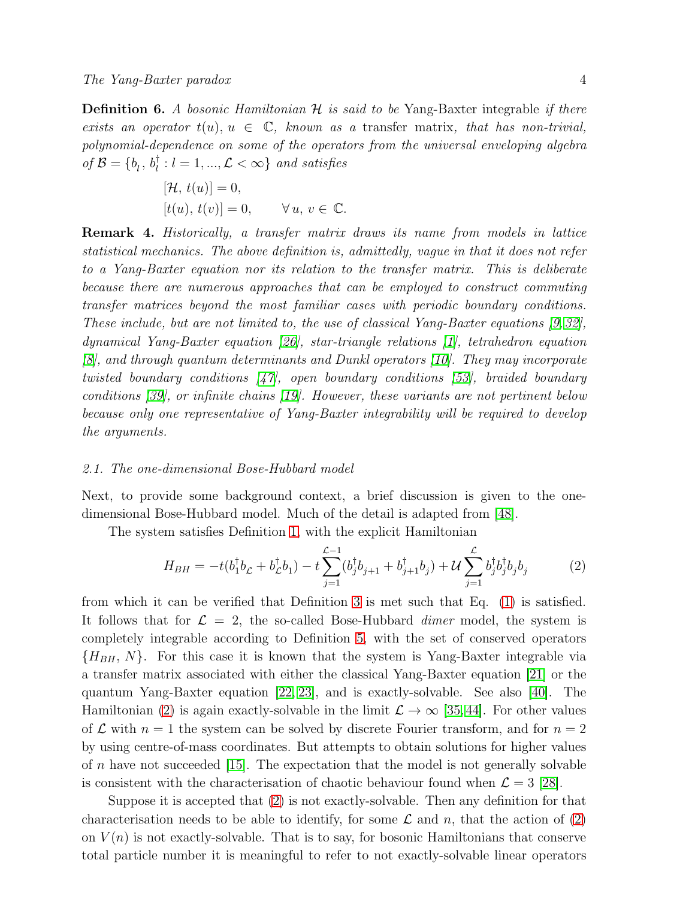**Definition 6.** *A bosonic Hamiltonian $\mathcal{H}$ is said to be* Yang-Baxter integrable *if there exists an operator $t(u)$, $u \in \mathbb{C}$, known as a* transfer matrix*, that has non-trivial, polynomial-dependence on some of the operators from the universal enveloping algebra of $\mathcal{B} = \{b_l, b_l^\dagger : l = 1, ..., \mathcal{L} < \infty\}$ and satisfies*

$$
\begin{aligned}
&[\mathcal{H}, t(u)] = 0, \\
&[t(u), t(v)] = 0, \qquad \forall\, u, v \in \mathbb{C}.
\end{aligned}
$$

**Remark 4.** *Historically, a transfer matrix draws its name from models in lattice statistical mechanics. The above definition is, admittedly, vague in that it does not refer to a Yang-Baxter equation nor its relation to the transfer matrix. This is deliberate because there are numerous approaches that can be employed to construct commuting transfer matrices beyond the most familiar cases with periodic boundary conditions. These include, but are not limited to, the use of classical Yang-Baxter equations [9, 32], dynamical Yang-Baxter equation [26], star-triangle relations [1], tetrahedron equation [8], and through quantum determinants and Dunkl operators [10]. They may incorporate twisted boundary conditions [47], open boundary conditions [53], braided boundary conditions [39], or infinite chains [19]. However, these variants are not pertinent below because only one representative of Yang-Baxter integrability will be required to develop the arguments.*

### *2.1. The one-dimensional Bose-Hubbard model*

Next, to provide some background context, a brief discussion is given to the one-dimensional Bose-Hubbard model. Much of the detail is adapted from [48].

The system satisfies Definition 1, with the explicit Hamiltonian

$$
H_{BH} = -t(b_1^\dagger b_{\mathcal{L}} + b_{\mathcal{L}}^\dagger b_1) - t\sum_{j=1}^{\mathcal{L}-1}(b_j^\dagger b_{j+1} + b_{j+1}^\dagger b_j) + \mathcal{U}\sum_{j=1}^{\mathcal{L}} b_j^\dagger b_j^\dagger b_j b_j \tag{2}
$$

from which it can be verified that Definition 3 is met such that Eq. (1) is satisfied. It follows that for $\mathcal{L} = 2$, the so-called Bose-Hubbard *dimer* model, the system is completely integrable according to Definition 5, with the set of conserved operators $\{H_{BH}, N\}$. For this case it is known that the system is Yang-Baxter integrable via a transfer matrix associated with either the classical Yang-Baxter equation [21] or the quantum Yang-Baxter equation [22, 23], and is exactly-solvable. See also [40]. The Hamiltonian (2) is again exactly-solvable in the limit $\mathcal{L} \to \infty$ [35, 44]. For other values of $\mathcal{L}$ with $n = 1$ the system can be solved by discrete Fourier transform, and for $n = 2$ by using centre-of-mass coordinates. But attempts to obtain solutions for higher values of $n$ have not succeeded [15]. The expectation that the model is not generally solvable is consistent with the characterisation of chaotic behaviour found when $\mathcal{L} = 3$ [28].

Suppose it is accepted that (2) is not exactly-solvable. Then any definition for that characterisation needs to be able to identify, for some $\mathcal{L}$ and $n$, that the action of (2) on $V(n)$ is not exactly-solvable. That is to say, for bosonic Hamiltonians that conserve total particle number it is meaningful to refer to not exactly-solvable linear operators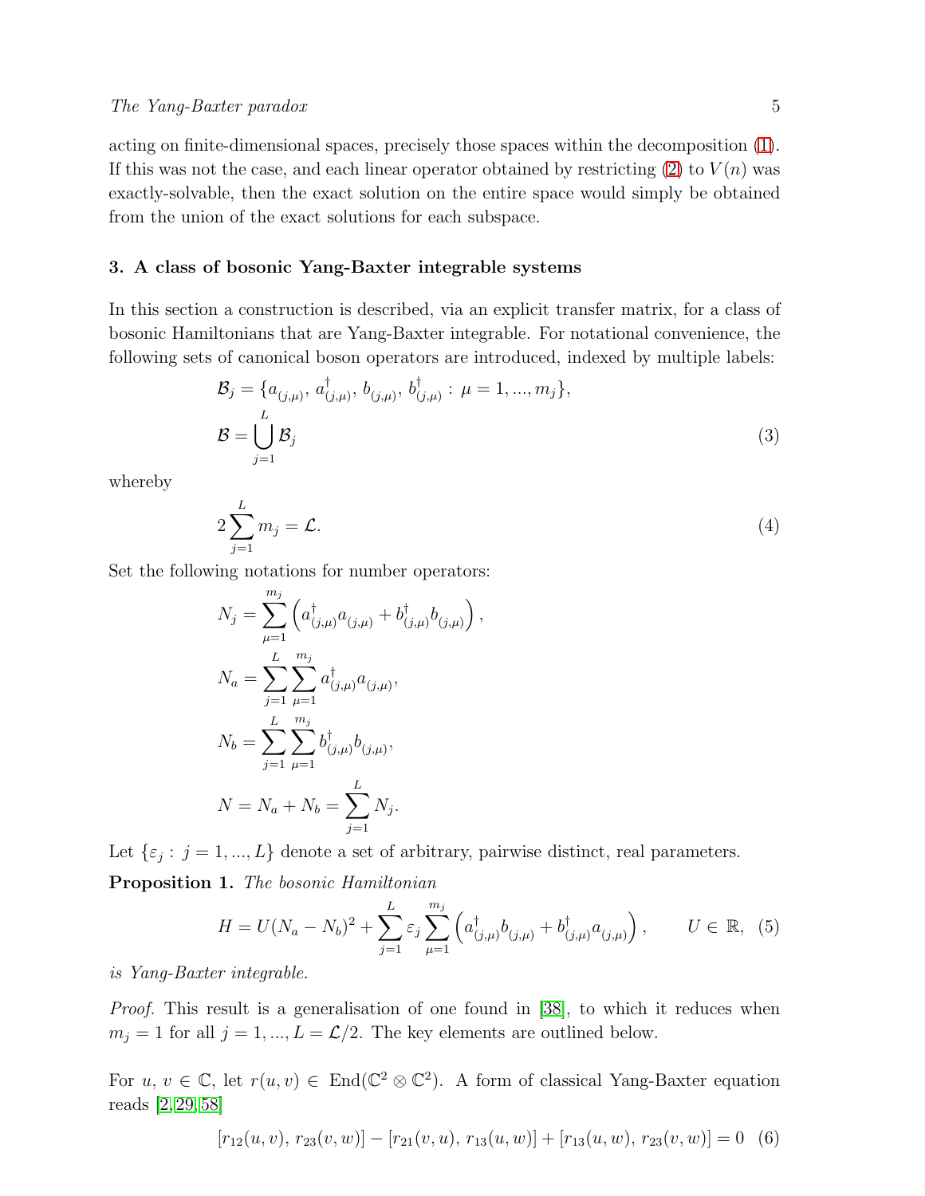acting on finite-dimensional spaces, precisely those spaces within the decomposition (1). If this was not the case, and each linear operator obtained by restricting (2) to $V(n)$ was exactly-solvable, then the exact solution on the entire space would simply be obtained from the union of the exact solutions for each subspace.

## 3. A class of bosonic Yang-Baxter integrable systems

In this section a construction is described, via an explicit transfer matrix, for a class of bosonic Hamiltonians that are Yang-Baxter integrable. For notational convenience, the following sets of canonical boson operators are introduced, indexed by multiple labels:

$$
\begin{aligned}
\mathcal{B}_j &= \{a_{(j,\mu)},\, a^\dagger_{(j,\mu)},\, b_{(j,\mu)},\, b^\dagger_{(j,\mu)} : \mu = 1, ..., m_j\}, \\
\mathcal{B} &= \bigcup_{j=1}^{L} \mathcal{B}_j
\end{aligned}
\tag{3}
$$

whereby

$$
2\sum_{j=1}^{L} m_j = \mathcal{L}. \tag{4}
$$

Set the following notations for number operators:

$$
\begin{aligned}
N_j &= \sum_{\mu=1}^{m_j} \left( a^\dagger_{(j,\mu)} a_{(j,\mu)} + b^\dagger_{(j,\mu)} b_{(j,\mu)} \right), \\
N_a &= \sum_{j=1}^{L} \sum_{\mu=1}^{m_j} a^\dagger_{(j,\mu)} a_{(j,\mu)}, \\
N_b &= \sum_{j=1}^{L} \sum_{\mu=1}^{m_j} b^\dagger_{(j,\mu)} b_{(j,\mu)}, \\
N &= N_a + N_b = \sum_{j=1}^{L} N_j.
\end{aligned}
$$

Let $\{\varepsilon_j : j = 1, ..., L\}$ denote a set of arbitrary, pairwise distinct, real parameters.

**Proposition 1.** *The bosonic Hamiltonian*

$$
H = U(N_a - N_b)^2 + \sum_{j=1}^{L} \varepsilon_j \sum_{\mu=1}^{m_j} \left( a^\dagger_{(j,\mu)} b_{(j,\mu)} + b^\dagger_{(j,\mu)} a_{(j,\mu)} \right), \qquad U \in \mathbb{R}, \tag{5}
$$

*is Yang-Baxter integrable.*

*Proof.* This result is a generalisation of one found in [38], to which it reduces when $m_j = 1$ for all $j = 1, ..., L = \mathcal{L}/2$. The key elements are outlined below.

For $u, v \in \mathbb{C}$, let $r(u,v) \in \mathrm{End}(\mathbb{C}^2 \otimes \mathbb{C}^2)$. A form of classical Yang-Baxter equation reads [2, 29, 58]

$$
[r_{12}(u,v),\, r_{23}(v,w)] - [r_{21}(v,u),\, r_{13}(u,w)] + [r_{13}(u,w),\, r_{23}(v,w)] = 0 \tag{6}
$$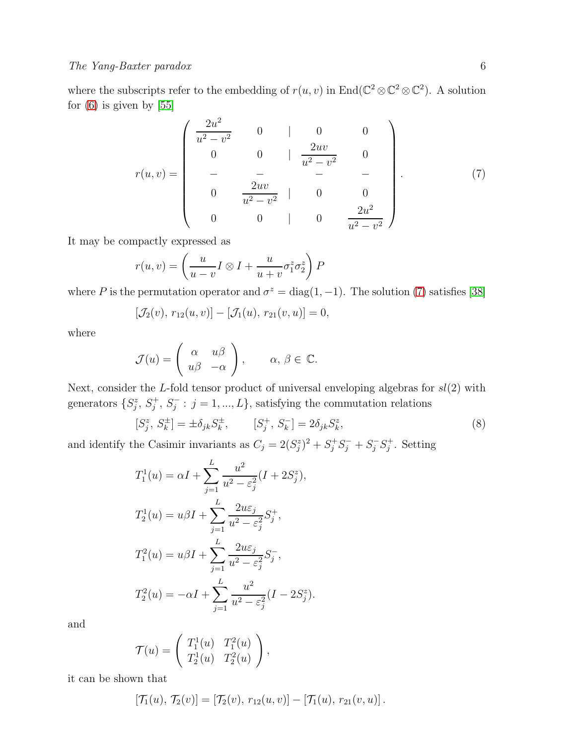where the subscripts refer to the embedding of $r(u, v)$ in $\text{End}(\mathbb{C}^2 \otimes \mathbb{C}^2 \otimes \mathbb{C}^2)$. A solution for (6) is given by [55]

$$
r(u,v) = \left( \begin{array}{cc|cc} \dfrac{2u^2}{u^2-v^2} & 0 & 0 & 0 \\ 0 & 0 & \dfrac{2uv}{u^2-v^2} & 0 \\ \hline 0 & \dfrac{2uv}{u^2-v^2} & 0 & 0 \\ 0 & 0 & 0 & \dfrac{2u^2}{u^2-v^2} \end{array} \right). \tag{7}
$$

It may be compactly expressed as

$$
r(u,v) = \left( \frac{u}{u-v} I \otimes I + \frac{u}{u+v} \sigma_1^z \sigma_2^z \right) P
$$

where $P$ is the permutation operator and $\sigma^z = \text{diag}(1, -1)$. The solution (7) satisfies [38]

$$
[\mathcal{J}_2(v),\, r_{12}(u,v)] - [\mathcal{J}_1(u),\, r_{21}(v,u)] = 0,
$$

where

$$
\mathcal{J}(u) = \begin{pmatrix} \alpha & u\beta \\ u\beta & -\alpha \end{pmatrix}, \qquad \alpha,\, \beta \in \mathbb{C}.
$$

Next, consider the $L$-fold tensor product of universal enveloping algebras for $sl(2)$ with generators $\{S_j^z,\, S_j^+,\, S_j^- : j = 1, ..., L\}$, satisfying the commutation relations

$$
[S_j^z,\, S_k^\pm] = \pm \delta_{jk} S_k^\pm, \qquad [S_j^+,\, S_k^-] = 2\delta_{jk} S_k^z, \tag{8}
$$

and identify the Casimir invariants as $C_j = 2(S_j^z)^2 + S_j^+ S_j^- + S_j^- S_j^+$. Setting

$$
\begin{aligned}
T_1^1(u) &= \alpha I + \sum_{j=1}^{L} \frac{u^2}{u^2 - \varepsilon_j^2} (I + 2S_j^z), \\
T_2^1(u) &= u\beta I + \sum_{j=1}^{L} \frac{2u\varepsilon_j}{u^2 - \varepsilon_j^2} S_j^+, \\
T_1^2(u) &= u\beta I + \sum_{j=1}^{L} \frac{2u\varepsilon_j}{u^2 - \varepsilon_j^2} S_j^-, \\
T_2^2(u) &= -\alpha I + \sum_{j=1}^{L} \frac{u^2}{u^2 - \varepsilon_j^2} (I - 2S_j^z).
\end{aligned}
$$

and

$$
\mathcal{T}(u) = \begin{pmatrix} T_1^1(u) & T_1^2(u) \\ T_2^1(u) & T_2^2(u) \end{pmatrix},
$$

it can be shown that

$$
[\mathcal{T}_1(u),\, \mathcal{T}_2(v)] = [\mathcal{T}_2(v),\, r_{12}(u,v)] - [\mathcal{T}_1(u),\, r_{21}(v,u)].
$$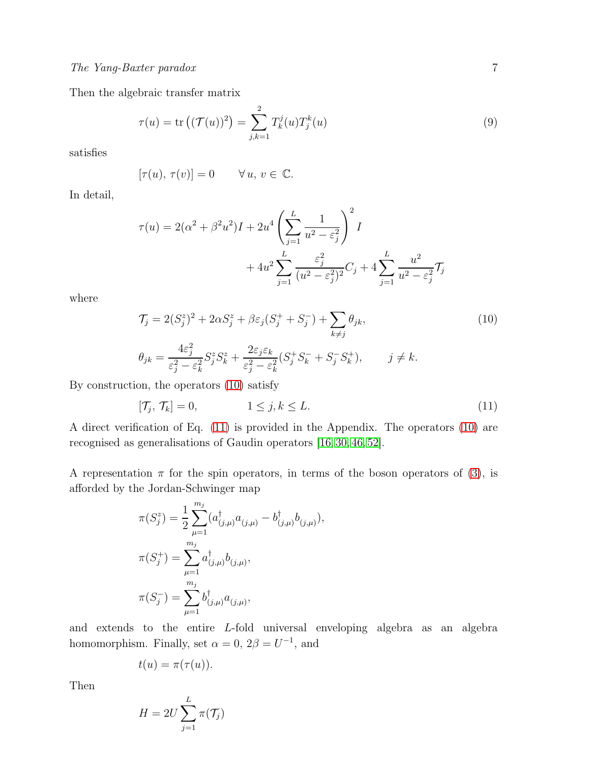Then the algebraic transfer matrix

$$\tau(u) = \operatorname{tr}\left((\mathcal{T}(u))^2\right) = \sum_{j,k=1}^{2} T_k^j(u) T_j^k(u) \tag{9}$$

satisfies

$$[\tau(u),\, \tau(v)] = 0 \qquad \forall\, u,\, v \in \mathbb{C}.$$

In detail,

$$\tau(u) = 2(\alpha^2 + \beta^2 u^2) I + 2u^4 \left( \sum_{j=1}^{L} \frac{1}{u^2 - \varepsilon_j^2} \right)^2 I$$
$$+ 4u^2 \sum_{j=1}^{L} \frac{\varepsilon_j^2}{(u^2 - \varepsilon_j^2)^2} C_j + 4 \sum_{j=1}^{L} \frac{u^2}{u^2 - \varepsilon_j^2} \mathcal{T}_j$$

where

$$\mathcal{T}_j = 2(S_j^z)^2 + 2\alpha S_j^z + \beta \varepsilon_j (S_j^+ + S_j^-) + \sum_{k \neq j} \theta_{jk}, \tag{10}$$

$$\theta_{jk} = \frac{4\varepsilon_j^2}{\varepsilon_j^2 - \varepsilon_k^2} S_j^z S_k^z + \frac{2\varepsilon_j \varepsilon_k}{\varepsilon_j^2 - \varepsilon_k^2} (S_j^+ S_k^- + S_j^- S_k^+), \qquad j \neq k.$$

By construction, the operators (10) satisfy

$$[\mathcal{T}_j,\, \mathcal{T}_k] = 0, \qquad\qquad 1 \leq j, k \leq L. \tag{11}$$

A direct verification of Eq. (11) is provided in the Appendix. The operators (10) are recognised as generalisations of Gaudin operators [16,30,46,52].

A representation $\pi$ for the spin operators, in terms of the boson operators of (3), is afforded by the Jordan-Schwinger map

$$\pi(S_j^z) = \frac{1}{2} \sum_{\mu=1}^{m_j} (a_{(j,\mu)}^\dagger a_{(j,\mu)} - b_{(j,\mu)}^\dagger b_{(j,\mu)}),$$

$$\pi(S_j^+) = \sum_{\mu=1}^{m_j} a_{(j,\mu)}^\dagger b_{(j,\mu)},$$

$$\pi(S_j^-) = \sum_{\mu=1}^{m_j} b_{(j,\mu)}^\dagger a_{(j,\mu)},$$

and extends to the entire $L$-fold universal enveloping algebra as an algebra homomorphism. Finally, set $\alpha = 0$, $2\beta = U^{-1}$, and

$$t(u) = \pi(\tau(u)).$$

Then

$$H = 2U \sum_{j=1}^{L} \pi(\mathcal{T}_j)$$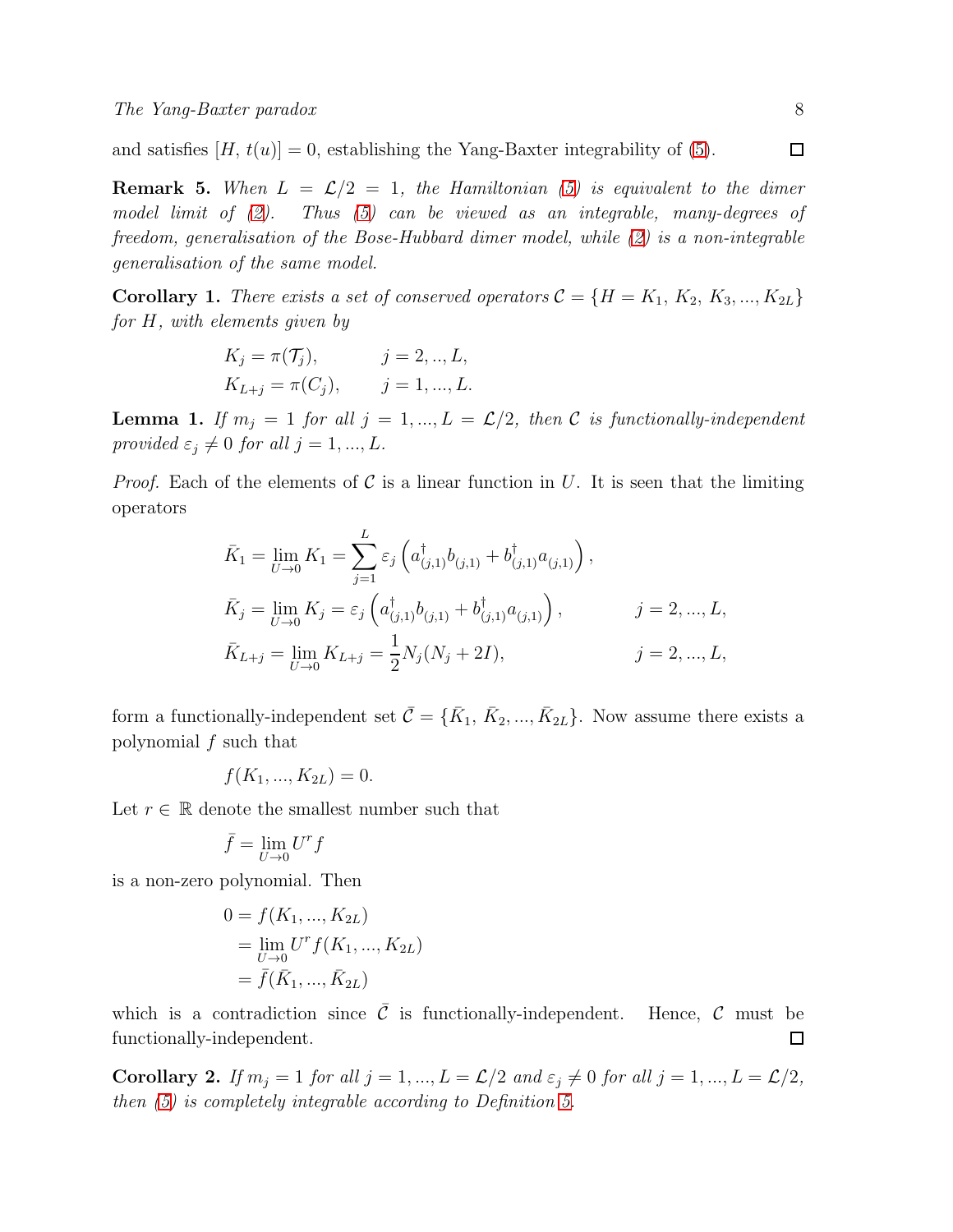and satisfies $[H, t(u)] = 0$, establishing the Yang-Baxter integrability of (5). □

**Remark 5.** *When $L = \mathcal{L}/2 = 1$, the Hamiltonian (5) is equivalent to the dimer model limit of (2). Thus (5) can be viewed as an integrable, many-degrees of freedom, generalisation of the Bose-Hubbard dimer model, while (2) is a non-integrable generalisation of the same model.*

**Corollary 1.** *There exists a set of conserved operators $\mathcal{C} = \{H = K_1, K_2, K_3, ..., K_{2L}\}$ for $H$, with elements given by*

$$
\begin{aligned}
K_j &= \pi(\mathcal{T}_j), \qquad && j = 2, .., L, \\
K_{L+j} &= \pi(C_j), \qquad && j = 1, ..., L.
\end{aligned}
$$

**Lemma 1.** *If $m_j = 1$ for all $j = 1, ..., L = \mathcal{L}/2$, then $\mathcal{C}$ is functionally-independent provided $\varepsilon_j \neq 0$ for all $j = 1, ..., L$.*

*Proof.* Each of the elements of $\mathcal{C}$ is a linear function in $U$. It is seen that the limiting operators

$$
\begin{aligned}
\bar{K}_1 &= \lim_{U \to 0} K_1 = \sum_{j=1}^{L} \varepsilon_j \left( a^\dagger_{(j,1)} b_{(j,1)} + b^\dagger_{(j,1)} a_{(j,1)} \right), \\
\bar{K}_j &= \lim_{U \to 0} K_j = \varepsilon_j \left( a^\dagger_{(j,1)} b_{(j,1)} + b^\dagger_{(j,1)} a_{(j,1)} \right), \qquad && j = 2, ..., L, \\
\bar{K}_{L+j} &= \lim_{U \to 0} K_{L+j} = \frac{1}{2} N_j (N_j + 2I), \qquad && j = 2, ..., L,
\end{aligned}
$$

form a functionally-independent set $\bar{\mathcal{C}} = \{\bar{K}_1, \bar{K}_2, ..., \bar{K}_{2L}\}$. Now assume there exists a polynomial $f$ such that

$$
f(K_1, ..., K_{2L}) = 0.
$$

Let $r \in \mathbb{R}$ denote the smallest number such that

$$
\bar{f} = \lim_{U \to 0} U^r f
$$

is a non-zero polynomial. Then

$$
\begin{aligned}
0 &= f(K_1, ..., K_{2L}) \\
&= \lim_{U \to 0} U^r f(K_1, ..., K_{2L}) \\
&= \bar{f}(\bar{K}_1, ..., \bar{K}_{2L})
\end{aligned}
$$

which is a contradiction since $\bar{\mathcal{C}}$ is functionally-independent. Hence, $\mathcal{C}$ must be functionally-independent. □

**Corollary 2.** *If $m_j = 1$ for all $j = 1, ..., L = \mathcal{L}/2$ and $\varepsilon_j \neq 0$ for all $j = 1, ..., L = \mathcal{L}/2$, then (5) is completely integrable according to Definition 5.*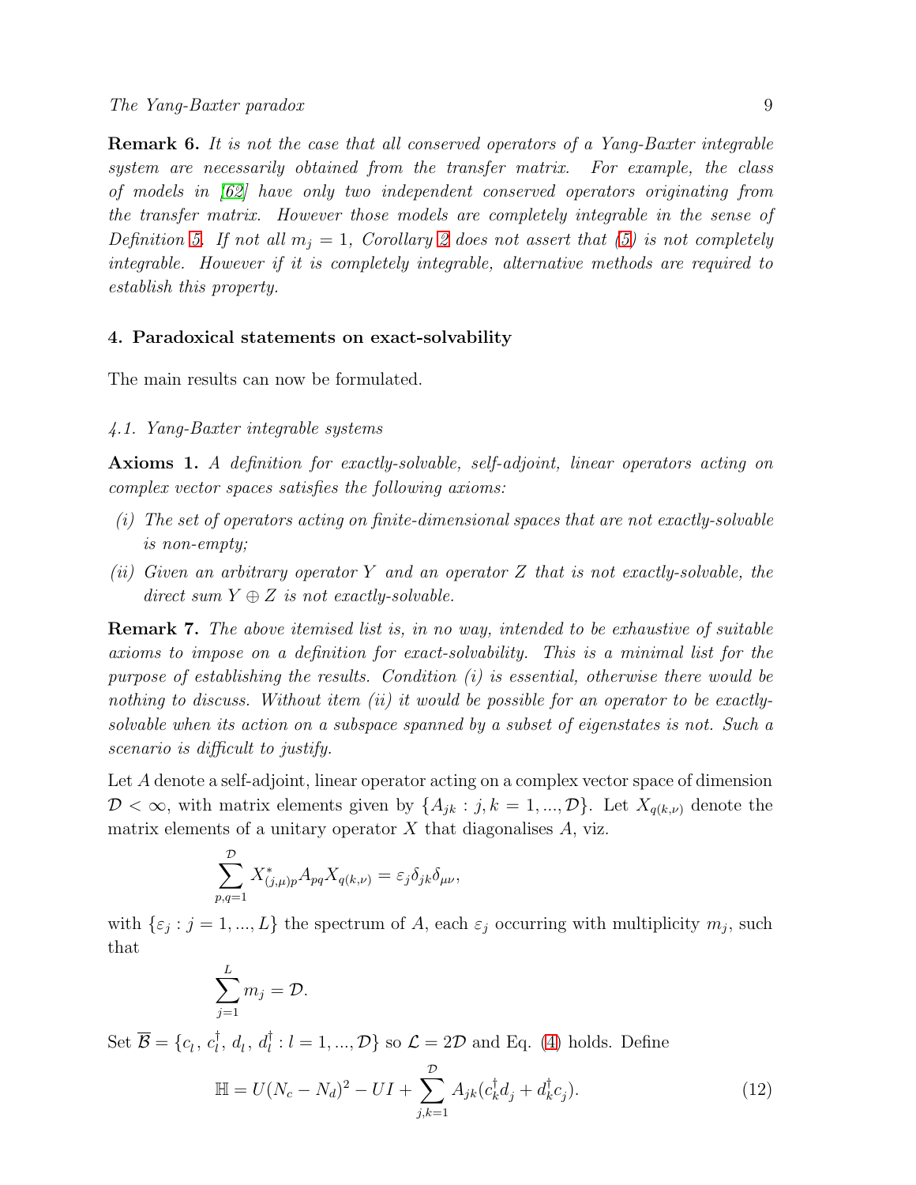**Remark 6.** *It is not the case that all conserved operators of a Yang-Baxter integrable system are necessarily obtained from the transfer matrix. For example, the class of models in [62] have only two independent conserved operators originating from the transfer matrix. However those models are completely integrable in the sense of Definition 5. If not all $m_j = 1$, Corollary 2 does not assert that (5) is not completely integrable. However if it is completely integrable, alternative methods are required to establish this property.*

## 4. Paradoxical statements on exact-solvability

The main results can now be formulated.

### 4.1. Yang-Baxter integrable systems

**Axioms 1.** *A definition for exactly-solvable, self-adjoint, linear operators acting on complex vector spaces satisfies the following axioms:*

*(i) The set of operators acting on finite-dimensional spaces that are not exactly-solvable is non-empty;*

*(ii) Given an arbitrary operator $Y$ and an operator $Z$ that is not exactly-solvable, the direct sum $Y \oplus Z$ is not exactly-solvable.*

**Remark 7.** *The above itemised list is, in no way, intended to be exhaustive of suitable axioms to impose on a definition for exact-solvability. This is a minimal list for the purpose of establishing the results. Condition (i) is essential, otherwise there would be nothing to discuss. Without item (ii) it would be possible for an operator to be exactly-solvable when its action on a subspace spanned by a subset of eigenstates is not. Such a scenario is difficult to justify.*

Let $A$ denote a self-adjoint, linear operator acting on a complex vector space of dimension $\mathcal{D} < \infty$, with matrix elements given by $\{A_{jk} : j, k = 1, ..., \mathcal{D}\}$. Let $X_{q(k,\nu)}$ denote the matrix elements of a unitary operator $X$ that diagonalises $A$, viz.

$$\sum_{p,q=1}^{\mathcal{D}} X^*_{(j,\mu)p} A_{pq} X_{q(k,\nu)} = \varepsilon_j \delta_{jk} \delta_{\mu\nu},$$

with $\{\varepsilon_j : j = 1, ..., L\}$ the spectrum of $A$, each $\varepsilon_j$ occurring with multiplicity $m_j$, such that

$$\sum_{j=1}^{L} m_j = \mathcal{D}.$$

Set $\overline{\mathcal{B}} = \{c_l,\, c_l^\dagger,\, d_l,\, d_l^\dagger : l = 1, ..., \mathcal{D}\}$ so $\mathcal{L} = 2\mathcal{D}$ and Eq. (4) holds. Define

$$\mathbb{H} = U(N_c - N_d)^2 - UI + \sum_{j,k=1}^{\mathcal{D}} A_{jk}(c_k^\dagger d_j + d_k^\dagger c_j). \tag{12}$$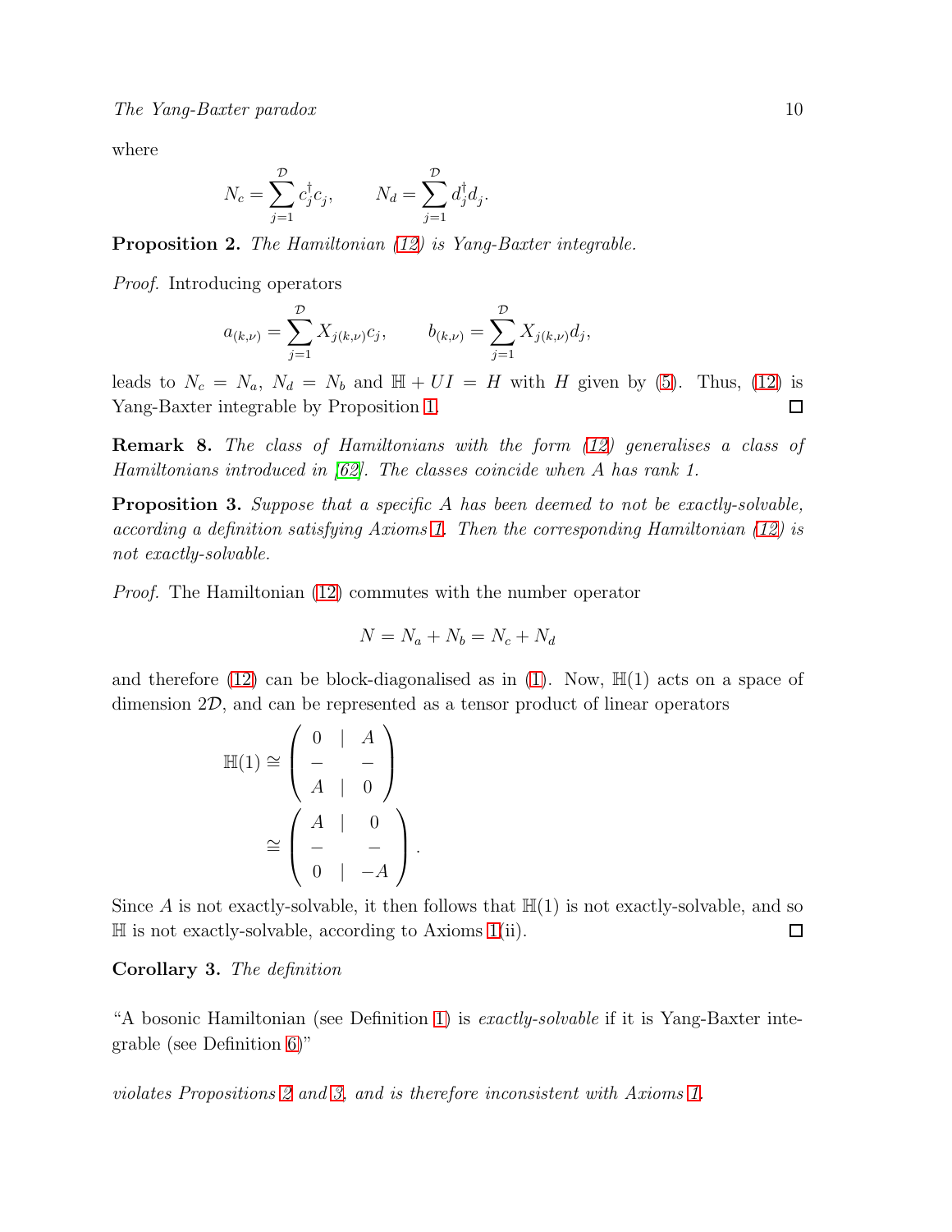where

$$N_c = \sum_{j=1}^{\mathcal{D}} c_j^\dagger c_j, \qquad N_d = \sum_{j=1}^{\mathcal{D}} d_j^\dagger d_j.$$

**Proposition 2.** *The Hamiltonian (12) is Yang-Baxter integrable.*

*Proof.* Introducing operators

$$a_{(k,\nu)} = \sum_{j=1}^{\mathcal{D}} X_{j(k,\nu)} c_j, \qquad b_{(k,\nu)} = \sum_{j=1}^{\mathcal{D}} X_{j(k,\nu)} d_j,$$

leads to $N_c = N_a$, $N_d = N_b$ and $\mathbb{H} + UI = H$ with $H$ given by (5). Thus, (12) is Yang-Baxter integrable by Proposition 1. □

**Remark 8.** *The class of Hamiltonians with the form (12) generalises a class of Hamiltonians introduced in [62]. The classes coincide when $A$ has rank 1.*

**Proposition 3.** *Suppose that a specific $A$ has been deemed to not be exactly-solvable, according a definition satisfying Axioms 1. Then the corresponding Hamiltonian (12) is not exactly-solvable.*

*Proof.* The Hamiltonian (12) commutes with the number operator

$$N = N_a + N_b = N_c + N_d$$

and therefore (12) can be block-diagonalised as in (1). Now, $\mathbb{H}(1)$ acts on a space of dimension $2\mathcal{D}$, and can be represented as a tensor product of linear operators

$$\begin{aligned}
\mathbb{H}(1) &\cong \left( \begin{array}{c|c} 0 & A \\ \hline A & 0 \end{array} \right) \\
&\cong \left( \begin{array}{c|c} A & 0 \\ \hline 0 & -A \end{array} \right).
\end{aligned}$$

Since $A$ is not exactly-solvable, it then follows that $\mathbb{H}(1)$ is not exactly-solvable, and so $\mathbb{H}$ is not exactly-solvable, according to Axioms 1(ii). □

**Corollary 3.** *The definition*

"A bosonic Hamiltonian (see Definition 1) is *exactly-solvable* if it is Yang-Baxter integrable (see Definition 6)"

*violates Propositions 2 and 3, and is therefore inconsistent with Axioms 1.*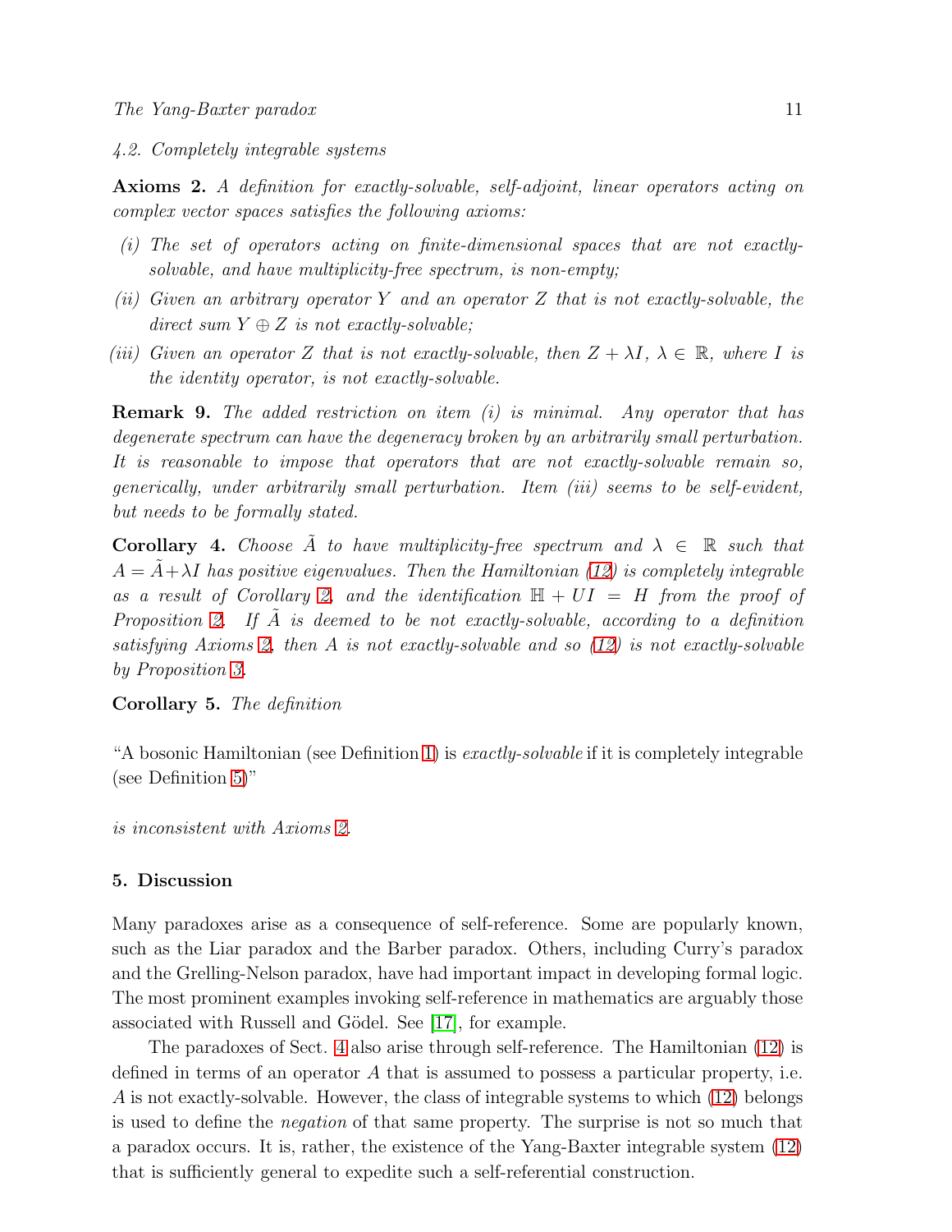### 4.2. Completely integrable systems

**Axioms 2.** *A definition for exactly-solvable, self-adjoint, linear operators acting on complex vector spaces satisfies the following axioms:*

*(i) The set of operators acting on finite-dimensional spaces that are not exactly-solvable, and have multiplicity-free spectrum, is non-empty;*

*(ii) Given an arbitrary operator $Y$ and an operator $Z$ that is not exactly-solvable, the direct sum $Y \oplus Z$ is not exactly-solvable;*

*(iii) Given an operator $Z$ that is not exactly-solvable, then $Z + \lambda I$, $\lambda \in \mathbb{R}$, where $I$ is the identity operator, is not exactly-solvable.*

**Remark 9.** *The added restriction on item (i) is minimal. Any operator that has degenerate spectrum can have the degeneracy broken by an arbitrarily small perturbation. It is reasonable to impose that operators that are not exactly-solvable remain so, generically, under arbitrarily small perturbation. Item (iii) seems to be self-evident, but needs to be formally stated.*

**Corollary 4.** *Choose $\tilde{A}$ to have multiplicity-free spectrum and $\lambda \in \mathbb{R}$ such that $A = \tilde{A} + \lambda I$ has positive eigenvalues. Then the Hamiltonian (12) is completely integrable as a result of Corollary 2, and the identification $\mathbb{H} + UI = H$ from the proof of Proposition 2. If $\tilde{A}$ is deemed to be not exactly-solvable, according to a definition satisfying Axioms 2, then $A$ is not exactly-solvable and so (12) is not exactly-solvable by Proposition 3.*

**Corollary 5.** *The definition*

"A bosonic Hamiltonian (see Definition 1) is *exactly-solvable* if it is completely integrable (see Definition 5)"

*is inconsistent with Axioms 2.*

## 5. Discussion

Many paradoxes arise as a consequence of self-reference. Some are popularly known, such as the Liar paradox and the Barber paradox. Others, including Curry's paradox and the Grelling-Nelson paradox, have had important impact in developing formal logic. The most prominent examples invoking self-reference in mathematics are arguably those associated with Russell and Gödel. See [17], for example.

The paradoxes of Sect. 4 also arise through self-reference. The Hamiltonian (12) is defined in terms of an operator $A$ that is assumed to possess a particular property, i.e. $A$ is not exactly-solvable. However, the class of integrable systems to which (12) belongs is used to define the *negation* of that same property. The surprise is not so much that a paradox occurs. It is, rather, the existence of the Yang-Baxter integrable system (12) that is sufficiently general to expedite such a self-referential construction.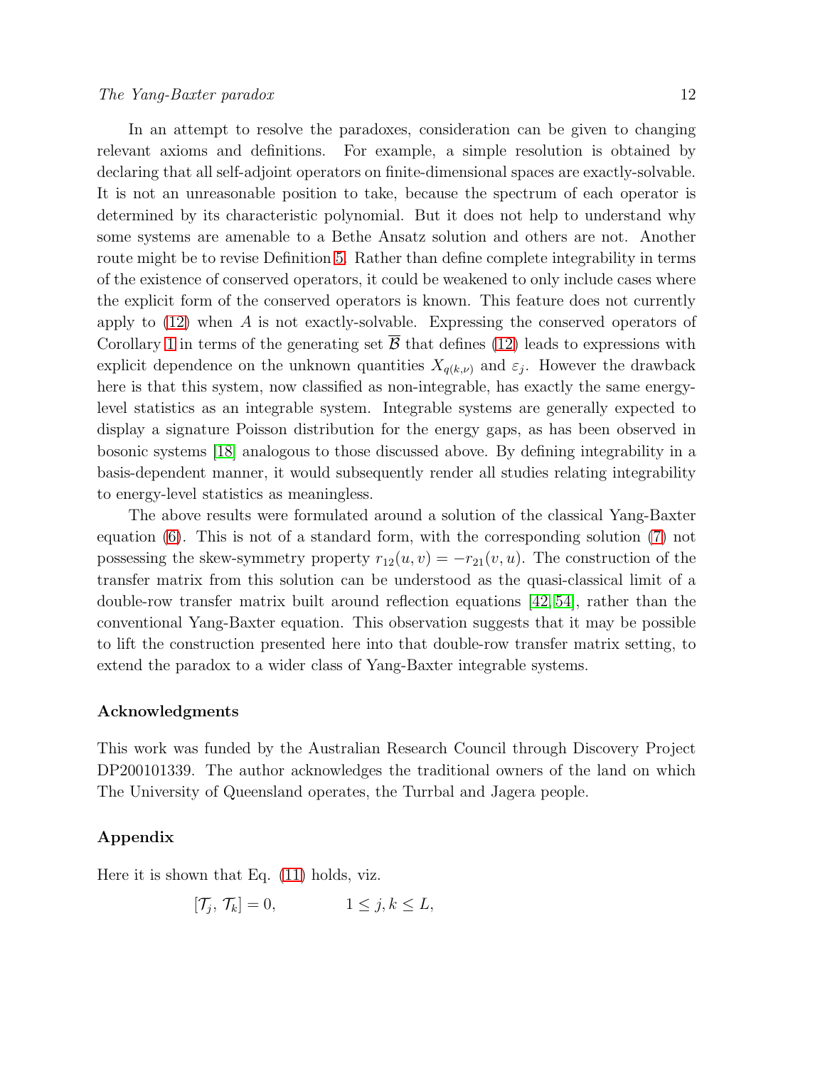In an attempt to resolve the paradoxes, consideration can be given to changing relevant axioms and definitions. For example, a simple resolution is obtained by declaring that all self-adjoint operators on finite-dimensional spaces are exactly-solvable. It is not an unreasonable position to take, because the spectrum of each operator is determined by its characteristic polynomial. But it does not help to understand why some systems are amenable to a Bethe Ansatz solution and others are not. Another route might be to revise Definition 5. Rather than define complete integrability in terms of the existence of conserved operators, it could be weakened to only include cases where the explicit form of the conserved operators is known. This feature does not currently apply to (12) when $A$ is not exactly-solvable. Expressing the conserved operators of Corollary 1 in terms of the generating set $\overline{\mathcal{B}}$ that defines (12) leads to expressions with explicit dependence on the unknown quantities $X_{q(k,\nu)}$ and $\varepsilon_j$. However the drawback here is that this system, now classified as non-integrable, has exactly the same energy-level statistics as an integrable system. Integrable systems are generally expected to display a signature Poisson distribution for the energy gaps, as has been observed in bosonic systems [18] analogous to those discussed above. By defining integrability in a basis-dependent manner, it would subsequently render all studies relating integrability to energy-level statistics as meaningless.

The above results were formulated around a solution of the classical Yang-Baxter equation (6). This is not of a standard form, with the corresponding solution (7) not possessing the skew-symmetry property $r_{12}(u,v) = -r_{21}(v,u)$. The construction of the transfer matrix from this solution can be understood as the quasi-classical limit of a double-row transfer matrix built around reflection equations [42, 54], rather than the conventional Yang-Baxter equation. This observation suggests that it may be possible to lift the construction presented here into that double-row transfer matrix setting, to extend the paradox to a wider class of Yang-Baxter integrable systems.

## Acknowledgments

This work was funded by the Australian Research Council through Discovery Project DP200101339. The author acknowledges the traditional owners of the land on which The University of Queensland operates, the Turrbal and Jagera people.

## Appendix

Here it is shown that Eq. (11) holds, viz.

$$[\mathcal{T}_j, \mathcal{T}_k] = 0, \qquad 1 \leq j, k \leq L,$$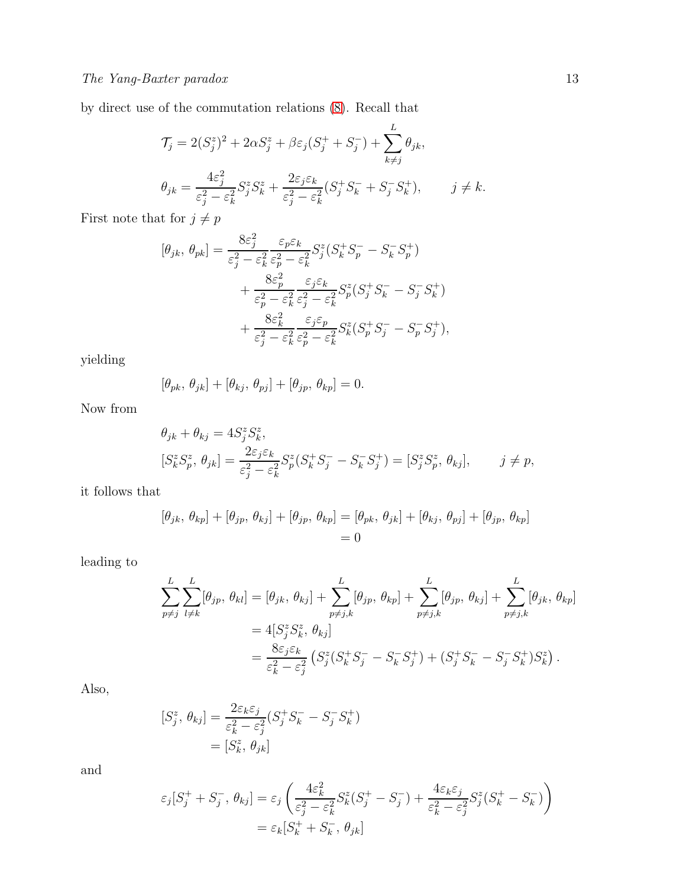by direct use of the commutation relations (8). Recall that

$$
\begin{aligned}
\mathcal{T}_j &= 2(S^z_j)^2 + 2\alpha S^z_j + \beta\varepsilon_j(S^+_j + S^-_j) + \sum_{k\neq j}^{L} \theta_{jk}, \\
\theta_{jk} &= \frac{4\varepsilon_j^2}{\varepsilon_j^2 - \varepsilon_k^2} S^z_j S^z_k + \frac{2\varepsilon_j\varepsilon_k}{\varepsilon_j^2 - \varepsilon_k^2}(S^+_j S^-_k + S^-_j S^+_k), \qquad j \neq k.
\end{aligned}
$$

First note that for $j \neq p$

$$
\begin{aligned}
[\theta_{jk},\, \theta_{pk}] = &\frac{8\varepsilon_j^2}{\varepsilon_j^2 - \varepsilon_k^2}\frac{\varepsilon_p\varepsilon_k}{\varepsilon_p^2 - \varepsilon_k^2} S^z_j(S^+_k S^-_p - S^-_k S^+_p) \\
&+ \frac{8\varepsilon_p^2}{\varepsilon_p^2 - \varepsilon_k^2}\frac{\varepsilon_j\varepsilon_k}{\varepsilon_j^2 - \varepsilon_k^2} S^z_p(S^+_j S^-_k - S^-_j S^+_k) \\
&+ \frac{8\varepsilon_k^2}{\varepsilon_j^2 - \varepsilon_k^2}\frac{\varepsilon_j\varepsilon_p}{\varepsilon_p^2 - \varepsilon_k^2} S^z_k(S^+_p S^-_j - S^-_p S^+_j),
\end{aligned}
$$

yielding

$$
[\theta_{pk},\, \theta_{jk}] + [\theta_{kj},\, \theta_{pj}] + [\theta_{jp},\, \theta_{kp}] = 0.
$$

Now from

$$
\begin{aligned}
&\theta_{jk} + \theta_{kj} = 4S^z_j S^z_k, \\
&[S^z_k S^z_p,\, \theta_{jk}] = \frac{2\varepsilon_j\varepsilon_k}{\varepsilon_j^2 - \varepsilon_k^2} S^z_p(S^+_k S^-_j - S^-_k S^+_j) = [S^z_j S^z_p,\, \theta_{kj}], \qquad j \neq p,
\end{aligned}
$$

it follows that

$$
\begin{aligned}
[\theta_{jk},\, \theta_{kp}] + [\theta_{jp},\, \theta_{kj}] + [\theta_{jp},\, \theta_{kp}] &= [\theta_{pk},\, \theta_{jk}] + [\theta_{kj},\, \theta_{pj}] + [\theta_{jp},\, \theta_{kp}] \\
&= 0
\end{aligned}
$$

leading to

$$
\begin{aligned}
\sum_{p\neq j}^{L}\sum_{l\neq k}^{L} [\theta_{jp},\, \theta_{kl}] &= [\theta_{jk},\, \theta_{kj}] + \sum_{p\neq j,k}^{L} [\theta_{jp},\, \theta_{kp}] + \sum_{p\neq j,k}^{L} [\theta_{jp},\, \theta_{kj}] + \sum_{p\neq j,k}^{L} [\theta_{jk},\, \theta_{kp}] \\
&= 4[S^z_j S^z_k,\, \theta_{kj}] \\
&= \frac{8\varepsilon_j\varepsilon_k}{\varepsilon_k^2 - \varepsilon_j^2}\left(S^z_j(S^+_k S^-_j - S^-_k S^+_j) + (S^+_j S^-_k - S^-_j S^+_k)S^z_k\right).
\end{aligned}
$$

Also,

$$
\begin{aligned}
[S^z_j,\, \theta_{kj}] &= \frac{2\varepsilon_k\varepsilon_j}{\varepsilon_k^2 - \varepsilon_j^2}(S^+_j S^-_k - S^-_j S^+_k) \\
&= [S^z_k,\, \theta_{jk}]
\end{aligned}
$$

and

$$
\begin{aligned}
\varepsilon_j[S^+_j + S^-_j,\, \theta_{kj}] &= \varepsilon_j\left(\frac{4\varepsilon_k^2}{\varepsilon_j^2 - \varepsilon_k^2} S^z_k(S^+_j - S^-_j) + \frac{4\varepsilon_k\varepsilon_j}{\varepsilon_k^2 - \varepsilon_j^2} S^z_j(S^+_k - S^-_k)\right) \\
&= \varepsilon_k[S^+_k + S^-_k,\, \theta_{jk}]
\end{aligned}
$$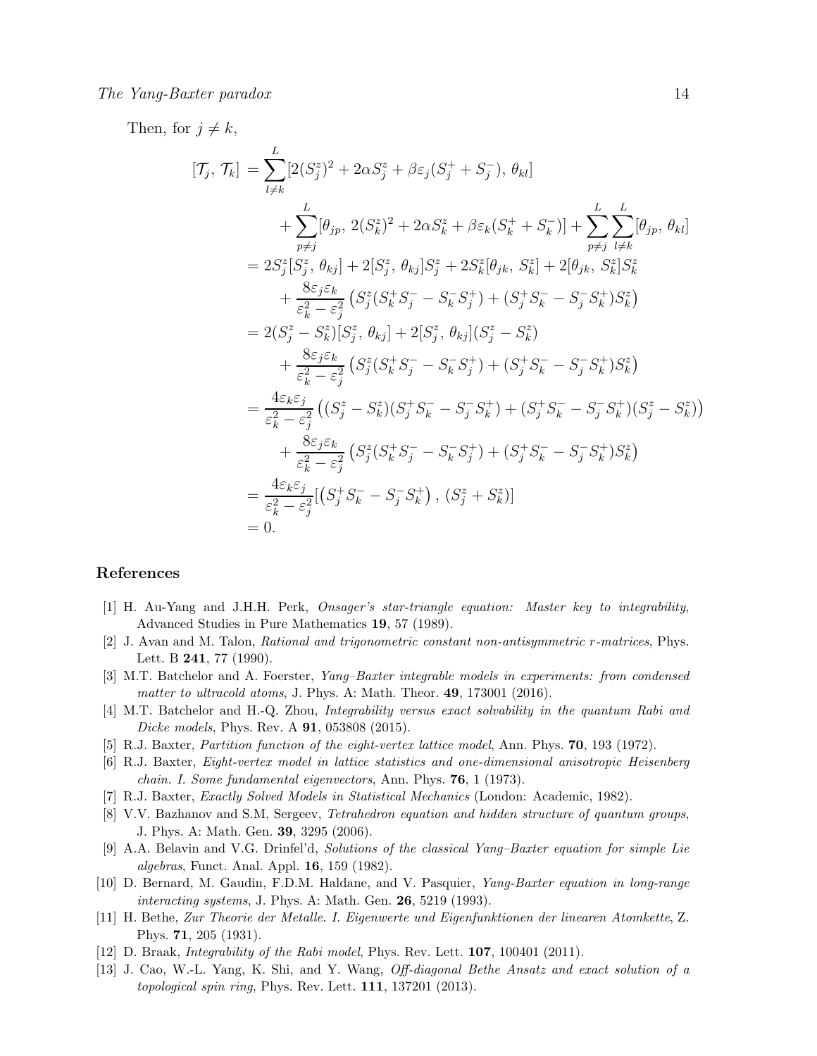Then, for $j \neq k$,

$$
\begin{aligned}
[\mathcal{T}_j,\, \mathcal{T}_k] &= \sum_{l\neq k}^{L} [2(S_j^z)^2 + 2\alpha S_j^z + \beta\varepsilon_j(S_j^+ + S_j^-),\, \theta_{kl}] \\
&\quad + \sum_{p\neq j}^{L} [\theta_{jp},\, 2(S_k^z)^2 + 2\alpha S_k^z + \beta\varepsilon_k(S_k^+ + S_k^-)] + \sum_{p\neq j}^{L}\sum_{l\neq k}^{L} [\theta_{jp},\, \theta_{kl}] \\
&= 2S_j^z[S_j^z,\, \theta_{kj}] + 2[S_j^z,\, \theta_{kj}]S_j^z + 2S_k^z[\theta_{jk},\, S_k^z] + 2[\theta_{jk},\, S_k^z]S_k^z \\
&\quad + \frac{8\varepsilon_j\varepsilon_k}{\varepsilon_k^2 - \varepsilon_j^2}\left(S_j^z(S_k^+S_j^- - S_k^-S_j^+) + (S_j^+S_k^- - S_j^-S_k^+)S_k^z\right) \\
&= 2(S_j^z - S_k^z)[S_j^z,\, \theta_{kj}] + 2[S_j^z,\, \theta_{kj}](S_j^z - S_k^z) \\
&\quad + \frac{8\varepsilon_j\varepsilon_k}{\varepsilon_k^2 - \varepsilon_j^2}\left(S_j^z(S_k^+S_j^- - S_k^-S_j^+) + (S_j^+S_k^- - S_j^-S_k^+)S_k^z\right) \\
&= \frac{4\varepsilon_k\varepsilon_j}{\varepsilon_k^2 - \varepsilon_j^2}\left((S_j^z - S_k^z)(S_j^+S_k^- - S_j^-S_k^+) + (S_j^+S_k^- - S_j^-S_k^+)(S_j^z - S_k^z)\right) \\
&\quad + \frac{8\varepsilon_j\varepsilon_k}{\varepsilon_k^2 - \varepsilon_j^2}\left(S_j^z(S_k^+S_j^- - S_k^-S_j^+) + (S_j^+S_k^- - S_j^-S_k^+)S_k^z\right) \\
&= \frac{4\varepsilon_k\varepsilon_j}{\varepsilon_k^2 - \varepsilon_j^2}[\left(S_j^+S_k^- - S_j^-S_k^+\right),\, (S_j^z + S_k^z)] \\
&= 0.
\end{aligned}
$$

## References

[1] H. Au-Yang and J.H.H. Perk, *Onsager's star-triangle equation: Master key to integrability*, Advanced Studies in Pure Mathematics **19**, 57 (1989).

[2] J. Avan and M. Talon, *Rational and trigonometric constant non-antisymmetric r-matrices*, Phys. Lett. B **241**, 77 (1990).

[3] M.T. Batchelor and A. Foerster, *Yang–Baxter integrable models in experiments: from condensed matter to ultracold atoms*, J. Phys. A: Math. Theor. **49**, 173001 (2016).

[4] M.T. Batchelor and H.-Q. Zhou, *Integrability versus exact solvability in the quantum Rabi and Dicke models*, Phys. Rev. A **91**, 053808 (2015).

[5] R.J. Baxter, *Partition function of the eight-vertex lattice model*, Ann. Phys. **70**, 193 (1972).

[6] R.J. Baxter, *Eight-vertex model in lattice statistics and one-dimensional anisotropic Heisenberg chain. I. Some fundamental eigenvectors*, Ann. Phys. **76**, 1 (1973).

[7] R.J. Baxter, *Exactly Solved Models in Statistical Mechanics* (London: Academic, 1982).

[8] V.V. Bazhanov and S.M, Sergeev, *Tetrahedron equation and hidden structure of quantum groups*, J. Phys. A: Math. Gen. **39**, 3295 (2006).

[9] A.A. Belavin and V.G. Drinfel'd, *Solutions of the classical Yang–Baxter equation for simple Lie algebras*, Funct. Anal. Appl. **16**, 159 (1982).

[10] D. Bernard, M. Gaudin, F.D.M. Haldane, and V. Pasquier, *Yang-Baxter equation in long-range interacting systems*, J. Phys. A: Math. Gen. **26**, 5219 (1993).

[11] H. Bethe, *Zur Theorie der Metalle. I. Eigenwerte und Eigenfunktionen der linearen Atomkette*, Z. Phys. **71**, 205 (1931).

[12] D. Braak, *Integrability of the Rabi model*, Phys. Rev. Lett. **107**, 100401 (2011).

[13] J. Cao, W.-L. Yang, K. Shi, and Y. Wang, *Off-diagonal Bethe Ansatz and exact solution of a topological spin ring*, Phys. Rev. Lett. **111**, 137201 (2013).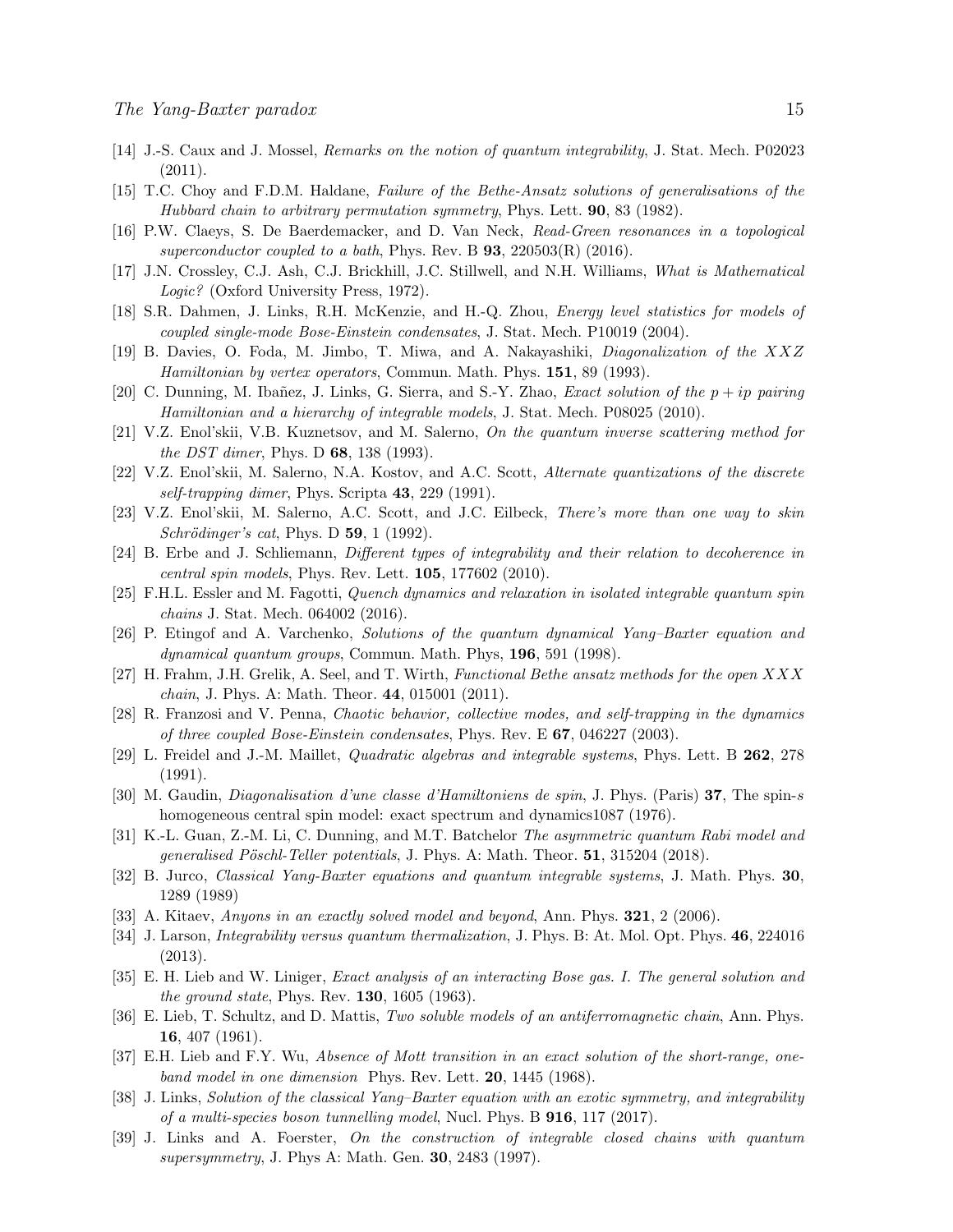[14] J.-S. Caux and J. Mossel, *Remarks on the notion of quantum integrability*, J. Stat. Mech. P02023 (2011).

[15] T.C. Choy and F.D.M. Haldane, *Failure of the Bethe-Ansatz solutions of generalisations of the Hubbard chain to arbitrary permutation symmetry*, Phys. Lett. **90**, 83 (1982).

[16] P.W. Claeys, S. De Baerdemacker, and D. Van Neck, *Read-Green resonances in a topological superconductor coupled to a bath*, Phys. Rev. B **93**, 220503(R) (2016).

[17] J.N. Crossley, C.J. Ash, C.J. Brickhill, J.C. Stillwell, and N.H. Williams, *What is Mathematical Logic?* (Oxford University Press, 1972).

[18] S.R. Dahmen, J. Links, R.H. McKenzie, and H.-Q. Zhou, *Energy level statistics for models of coupled single-mode Bose-Einstein condensates*, J. Stat. Mech. P10019 (2004).

[19] B. Davies, O. Foda, M. Jimbo, T. Miwa, and A. Nakayashiki, *Diagonalization of the XXZ Hamiltonian by vertex operators*, Commun. Math. Phys. **151**, 89 (1993).

[20] C. Dunning, M. Ibañez, J. Links, G. Sierra, and S.-Y. Zhao, *Exact solution of the $p + ip$ pairing Hamiltonian and a hierarchy of integrable models*, J. Stat. Mech. P08025 (2010).

[21] V.Z. Enol'skii, V.B. Kuznetsov, and M. Salerno, *On the quantum inverse scattering method for the DST dimer*, Phys. D **68**, 138 (1993).

[22] V.Z. Enol'skii, M. Salerno, N.A. Kostov, and A.C. Scott, *Alternate quantizations of the discrete self-trapping dimer*, Phys. Scripta **43**, 229 (1991).

[23] V.Z. Enol'skii, M. Salerno, A.C. Scott, and J.C. Eilbeck, *There's more than one way to skin Schrödinger's cat*, Phys. D **59**, 1 (1992).

[24] B. Erbe and J. Schliemann, *Different types of integrability and their relation to decoherence in central spin models*, Phys. Rev. Lett. **105**, 177602 (2010).

[25] F.H.L. Essler and M. Fagotti, *Quench dynamics and relaxation in isolated integrable quantum spin chains* J. Stat. Mech. 064002 (2016).

[26] P. Etingof and A. Varchenko, *Solutions of the quantum dynamical Yang–Baxter equation and dynamical quantum groups*, Commun. Math. Phys, **196**, 591 (1998).

[27] H. Frahm, J.H. Grelik, A. Seel, and T. Wirth, *Functional Bethe ansatz methods for the open XXX chain*, J. Phys. A: Math. Theor. **44**, 015001 (2011).

[28] R. Franzosi and V. Penna, *Chaotic behavior, collective modes, and self-trapping in the dynamics of three coupled Bose-Einstein condensates*, Phys. Rev. E **67**, 046227 (2003).

[29] L. Freidel and J.-M. Maillet, *Quadratic algebras and integrable systems*, Phys. Lett. B **262**, 278 (1991).

[30] M. Gaudin, *Diagonalisation d'une classe d'Hamiltoniens de spin*, J. Phys. (Paris) **37**, The spin-$s$ homogeneous central spin model: exact spectrum and dynamics1087 (1976).

[31] K.-L. Guan, Z.-M. Li, C. Dunning, and M.T. Batchelor *The asymmetric quantum Rabi model and generalised Pöschl-Teller potentials*, J. Phys. A: Math. Theor. **51**, 315204 (2018).

[32] B. Jurco, *Classical Yang-Baxter equations and quantum integrable systems*, J. Math. Phys. **30**, 1289 (1989)

[33] A. Kitaev, *Anyons in an exactly solved model and beyond*, Ann. Phys. **321**, 2 (2006).

[34] J. Larson, *Integrability versus quantum thermalization*, J. Phys. B: At. Mol. Opt. Phys. **46**, 224016 (2013).

[35] E. H. Lieb and W. Liniger, *Exact analysis of an interacting Bose gas. I. The general solution and the ground state*, Phys. Rev. **130**, 1605 (1963).

[36] E. Lieb, T. Schultz, and D. Mattis, *Two soluble models of an antiferromagnetic chain*, Ann. Phys. **16**, 407 (1961).

[37] E.H. Lieb and F.Y. Wu, *Absence of Mott transition in an exact solution of the short-range, one-band model in one dimension* Phys. Rev. Lett. **20**, 1445 (1968).

[38] J. Links, *Solution of the classical Yang–Baxter equation with an exotic symmetry, and integrability of a multi-species boson tunnelling model*, Nucl. Phys. B **916**, 117 (2017).

[39] J. Links and A. Foerster, *On the construction of integrable closed chains with quantum supersymmetry*, J. Phys A: Math. Gen. **30**, 2483 (1997).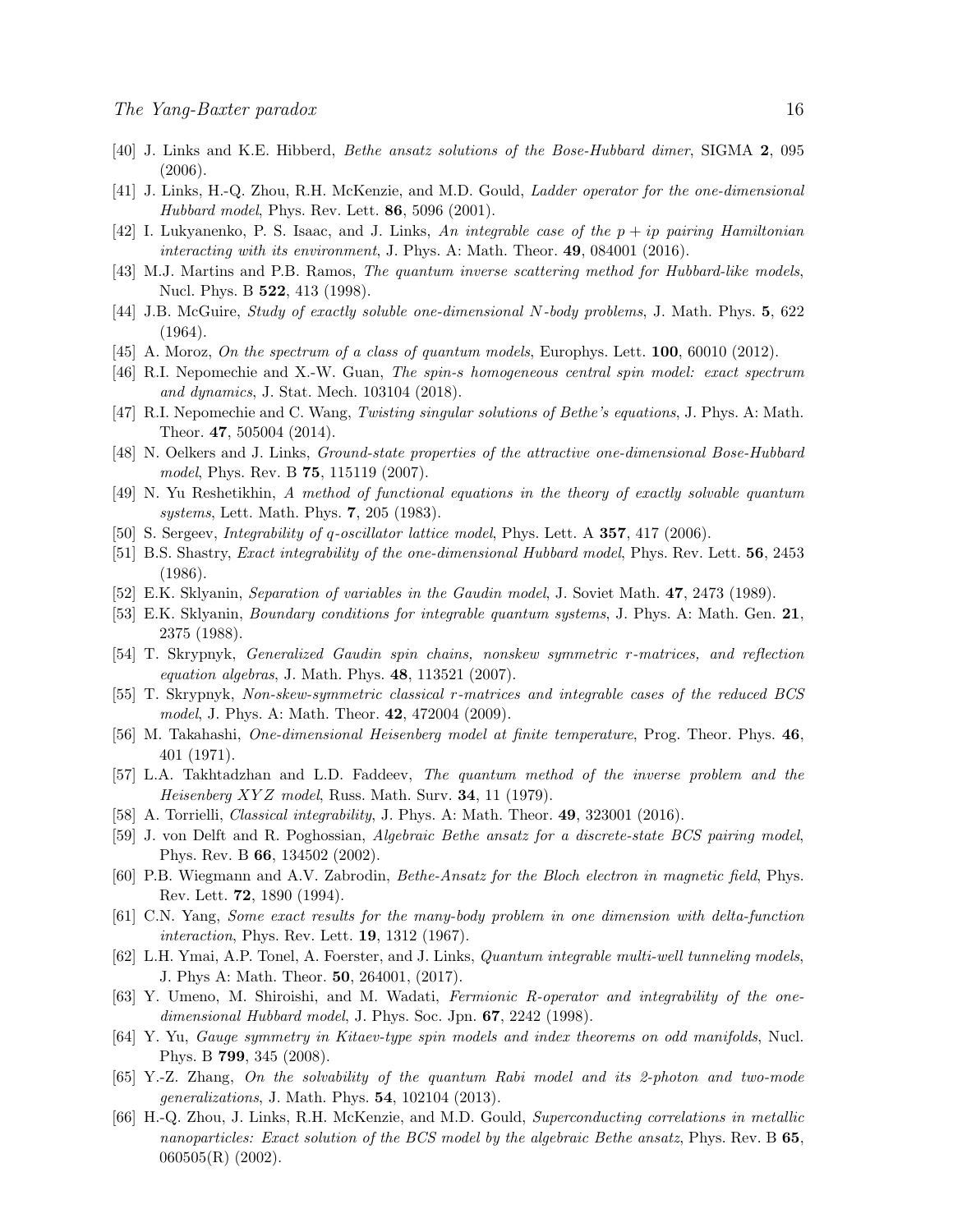[40] J. Links and K.E. Hibberd, *Bethe ansatz solutions of the Bose-Hubbard dimer*, SIGMA **2**, 095 (2006).

[41] J. Links, H.-Q. Zhou, R.H. McKenzie, and M.D. Gould, *Ladder operator for the one-dimensional Hubbard model*, Phys. Rev. Lett. **86**, 5096 (2001).

[42] I. Lukyanenko, P. S. Isaac, and J. Links, *An integrable case of the $p + ip$ pairing Hamiltonian interacting with its environment*, J. Phys. A: Math. Theor. **49**, 084001 (2016).

[43] M.J. Martins and P.B. Ramos, *The quantum inverse scattering method for Hubbard-like models*, Nucl. Phys. B **522**, 413 (1998).

[44] J.B. McGuire, *Study of exactly soluble one-dimensional $N$-body problems*, J. Math. Phys. **5**, 622 (1964).

[45] A. Moroz, *On the spectrum of a class of quantum models*, Europhys. Lett. **100**, 60010 (2012).

[46] R.I. Nepomechie and X.-W. Guan, *The spin-s homogeneous central spin model: exact spectrum and dynamics*, J. Stat. Mech. 103104 (2018).

[47] R.I. Nepomechie and C. Wang, *Twisting singular solutions of Bethe's equations*, J. Phys. A: Math. Theor. **47**, 505004 (2014).

[48] N. Oelkers and J. Links, *Ground-state properties of the attractive one-dimensional Bose-Hubbard model*, Phys. Rev. B **75**, 115119 (2007).

[49] N. Yu Reshetikhin, *A method of functional equations in the theory of exactly solvable quantum systems*, Lett. Math. Phys. **7**, 205 (1983).

[50] S. Sergeev, *Integrability of $q$-oscillator lattice model*, Phys. Lett. A **357**, 417 (2006).

[51] B.S. Shastry, *Exact integrability of the one-dimensional Hubbard model*, Phys. Rev. Lett. **56**, 2453 (1986).

[52] E.K. Sklyanin, *Separation of variables in the Gaudin model*, J. Soviet Math. **47**, 2473 (1989).

[53] E.K. Sklyanin, *Boundary conditions for integrable quantum systems*, J. Phys. A: Math. Gen. **21**, 2375 (1988).

[54] T. Skrypnyk, *Generalized Gaudin spin chains, nonskew symmetric r-matrices, and reflection equation algebras*, J. Math. Phys. **48**, 113521 (2007).

[55] T. Skrypnyk, *Non-skew-symmetric classical r-matrices and integrable cases of the reduced BCS model*, J. Phys. A: Math. Theor. **42**, 472004 (2009).

[56] M. Takahashi, *One-dimensional Heisenberg model at finite temperature*, Prog. Theor. Phys. **46**, 401 (1971).

[57] L.A. Takhtadzhan and L.D. Faddeev, *The quantum method of the inverse problem and the Heisenberg XYZ model*, Russ. Math. Surv. **34**, 11 (1979).

[58] A. Torrielli, *Classical integrability*, J. Phys. A: Math. Theor. **49**, 323001 (2016).

[59] J. von Delft and R. Poghossian, *Algebraic Bethe ansatz for a discrete-state BCS pairing model*, Phys. Rev. B **66**, 134502 (2002).

[60] P.B. Wiegmann and A.V. Zabrodin, *Bethe-Ansatz for the Bloch electron in magnetic field*, Phys. Rev. Lett. **72**, 1890 (1994).

[61] C.N. Yang, *Some exact results for the many-body problem in one dimension with delta-function interaction*, Phys. Rev. Lett. **19**, 1312 (1967).

[62] L.H. Ymai, A.P. Tonel, A. Foerster, and J. Links, *Quantum integrable multi-well tunneling models*, J. Phys A: Math. Theor. **50**, 264001, (2017).

[63] Y. Umeno, M. Shiroishi, and M. Wadati, *Fermionic R-operator and integrability of the one-dimensional Hubbard model*, J. Phys. Soc. Jpn. **67**, 2242 (1998).

[64] Y. Yu, *Gauge symmetry in Kitaev-type spin models and index theorems on odd manifolds*, Nucl. Phys. B **799**, 345 (2008).

[65] Y.-Z. Zhang, *On the solvability of the quantum Rabi model and its 2-photon and two-mode generalizations*, J. Math. Phys. **54**, 102104 (2013).

[66] H.-Q. Zhou, J. Links, R.H. McKenzie, and M.D. Gould, *Superconducting correlations in metallic nanoparticles: Exact solution of the BCS model by the algebraic Bethe ansatz*, Phys. Rev. B **65**, 060505(R) (2002).